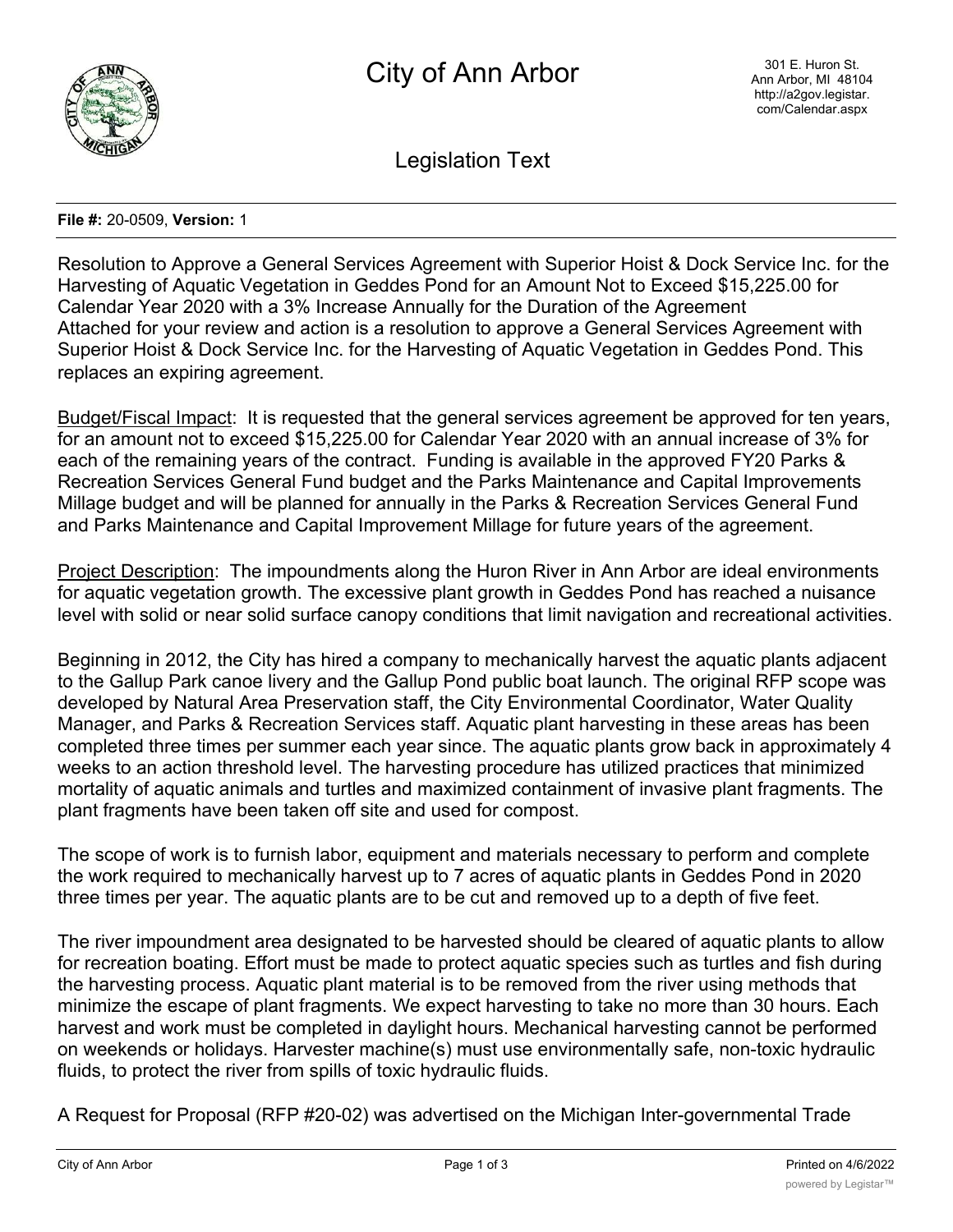# City of Ann Arbor

301 E. Huron St.
Ann Arbor, MI 48104
http://a2gov.legistar.com/Calendar.aspx

## Legislation Text

**File #:** 20-0509, **Version:** 1

Resolution to Approve a General Services Agreement with Superior Hoist & Dock Service Inc. for the Harvesting of Aquatic Vegetation in Geddes Pond for an Amount Not to Exceed $15,225.00 for Calendar Year 2020 with a 3% Increase Annually for the Duration of the Agreement

Attached for your review and action is a resolution to approve a General Services Agreement with Superior Hoist & Dock Service Inc. for the Harvesting of Aquatic Vegetation in Geddes Pond. This replaces an expiring agreement.

Budget/Fiscal Impact: It is requested that the general services agreement be approved for ten years, for an amount not to exceed $15,225.00 for Calendar Year 2020 with an annual increase of 3% for each of the remaining years of the contract. Funding is available in the approved FY20 Parks & Recreation Services General Fund budget and the Parks Maintenance and Capital Improvements Millage budget and will be planned for annually in the Parks & Recreation Services General Fund and Parks Maintenance and Capital Improvement Millage for future years of the agreement.

Project Description: The impoundments along the Huron River in Ann Arbor are ideal environments for aquatic vegetation growth. The excessive plant growth in Geddes Pond has reached a nuisance level with solid or near solid surface canopy conditions that limit navigation and recreational activities.

Beginning in 2012, the City has hired a company to mechanically harvest the aquatic plants adjacent to the Gallup Park canoe livery and the Gallup Pond public boat launch. The original RFP scope was developed by Natural Area Preservation staff, the City Environmental Coordinator, Water Quality Manager, and Parks & Recreation Services staff. Aquatic plant harvesting in these areas has been completed three times per summer each year since. The aquatic plants grow back in approximately 4 weeks to an action threshold level. The harvesting procedure has utilized practices that minimized mortality of aquatic animals and turtles and maximized containment of invasive plant fragments. The plant fragments have been taken off site and used for compost.

The scope of work is to furnish labor, equipment and materials necessary to perform and complete the work required to mechanically harvest up to 7 acres of aquatic plants in Geddes Pond in 2020 three times per year. The aquatic plants are to be cut and removed up to a depth of five feet.

The river impoundment area designated to be harvested should be cleared of aquatic plants to allow for recreation boating. Effort must be made to protect aquatic species such as turtles and fish during the harvesting process. Aquatic plant material is to be removed from the river using methods that minimize the escape of plant fragments. We expect harvesting to take no more than 30 hours. Each harvest and work must be completed in daylight hours. Mechanical harvesting cannot be performed on weekends or holidays. Harvester machine(s) must use environmentally safe, non-toxic hydraulic fluids, to protect the river from spills of toxic hydraulic fluids.

A Request for Proposal (RFP #20-02) was advertised on the Michigan Inter-governmental Trade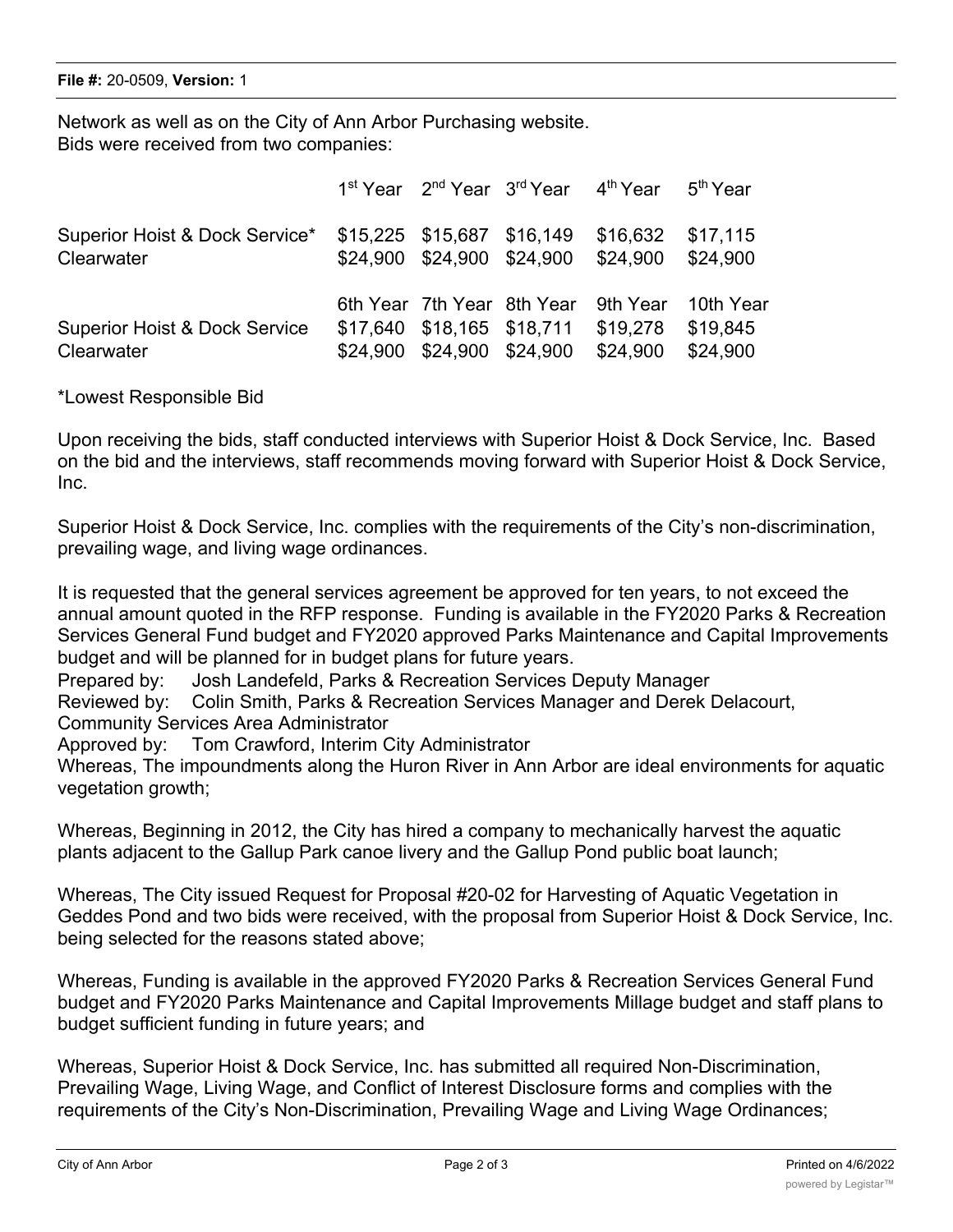Network as well as on the City of Ann Arbor Purchasing website.
Bids were received from two companies:

| | 1st Year | 2nd Year | 3rd Year | 4th Year | 5th Year |
|---|---|---|---|---|---|
| Superior Hoist & Dock Service* | $15,225 | $15,687 | $16,149 | $16,632 | $17,115 |
| Clearwater | $24,900 | $24,900 | $24,900 | $24,900 | $24,900 |
| | 6th Year | 7th Year | 8th Year | 9th Year | 10th Year |
| Superior Hoist & Dock Service | $17,640 | $18,165 | $18,711 | $19,278 | $19,845 |
| Clearwater | $24,900 | $24,900 | $24,900 | $24,900 | $24,900 |

*Lowest Responsible Bid

Upon receiving the bids, staff conducted interviews with Superior Hoist & Dock Service, Inc. Based on the bid and the interviews, staff recommends moving forward with Superior Hoist & Dock Service, Inc.

Superior Hoist & Dock Service, Inc. complies with the requirements of the City's non-discrimination, prevailing wage, and living wage ordinances.

It is requested that the general services agreement be approved for ten years, to not exceed the annual amount quoted in the RFP response. Funding is available in the FY2020 Parks & Recreation Services General Fund budget and FY2020 approved Parks Maintenance and Capital Improvements budget and will be planned for in budget plans for future years.

Prepared by: Josh Landefeld, Parks & Recreation Services Deputy Manager
Reviewed by: Colin Smith, Parks & Recreation Services Manager and Derek Delacourt, Community Services Area Administrator
Approved by: Tom Crawford, Interim City Administrator

Whereas, The impoundments along the Huron River in Ann Arbor are ideal environments for aquatic vegetation growth;

Whereas, Beginning in 2012, the City has hired a company to mechanically harvest the aquatic plants adjacent to the Gallup Park canoe livery and the Gallup Pond public boat launch;

Whereas, The City issued Request for Proposal #20-02 for Harvesting of Aquatic Vegetation in Geddes Pond and two bids were received, with the proposal from Superior Hoist & Dock Service, Inc. being selected for the reasons stated above;

Whereas, Funding is available in the approved FY2020 Parks & Recreation Services General Fund budget and FY2020 Parks Maintenance and Capital Improvements Millage budget and staff plans to budget sufficient funding in future years; and

Whereas, Superior Hoist & Dock Service, Inc. has submitted all required Non-Discrimination, Prevailing Wage, Living Wage, and Conflict of Interest Disclosure forms and complies with the requirements of the City's Non-Discrimination, Prevailing Wage and Living Wage Ordinances;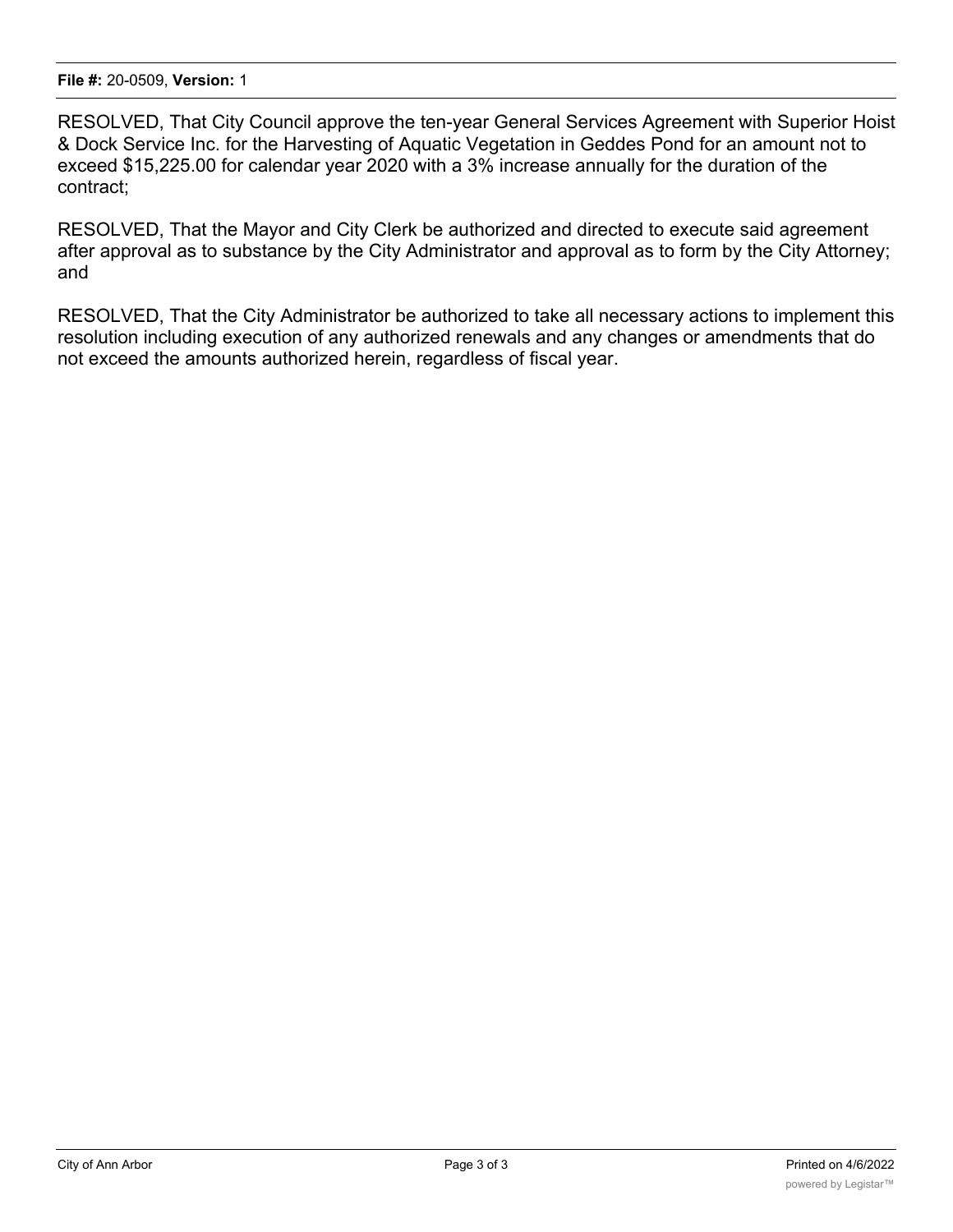**File #:** 20-0509, **Version:** 1

RESOLVED, That City Council approve the ten-year General Services Agreement with Superior Hoist & Dock Service Inc. for the Harvesting of Aquatic Vegetation in Geddes Pond for an amount not to exceed $15,225.00 for calendar year 2020 with a 3% increase annually for the duration of the contract;

RESOLVED, That the Mayor and City Clerk be authorized and directed to execute said agreement after approval as to substance by the City Administrator and approval as to form by the City Attorney; and

RESOLVED, That the City Administrator be authorized to take all necessary actions to implement this resolution including execution of any authorized renewals and any changes or amendments that do not exceed the amounts authorized herein, regardless of fiscal year.